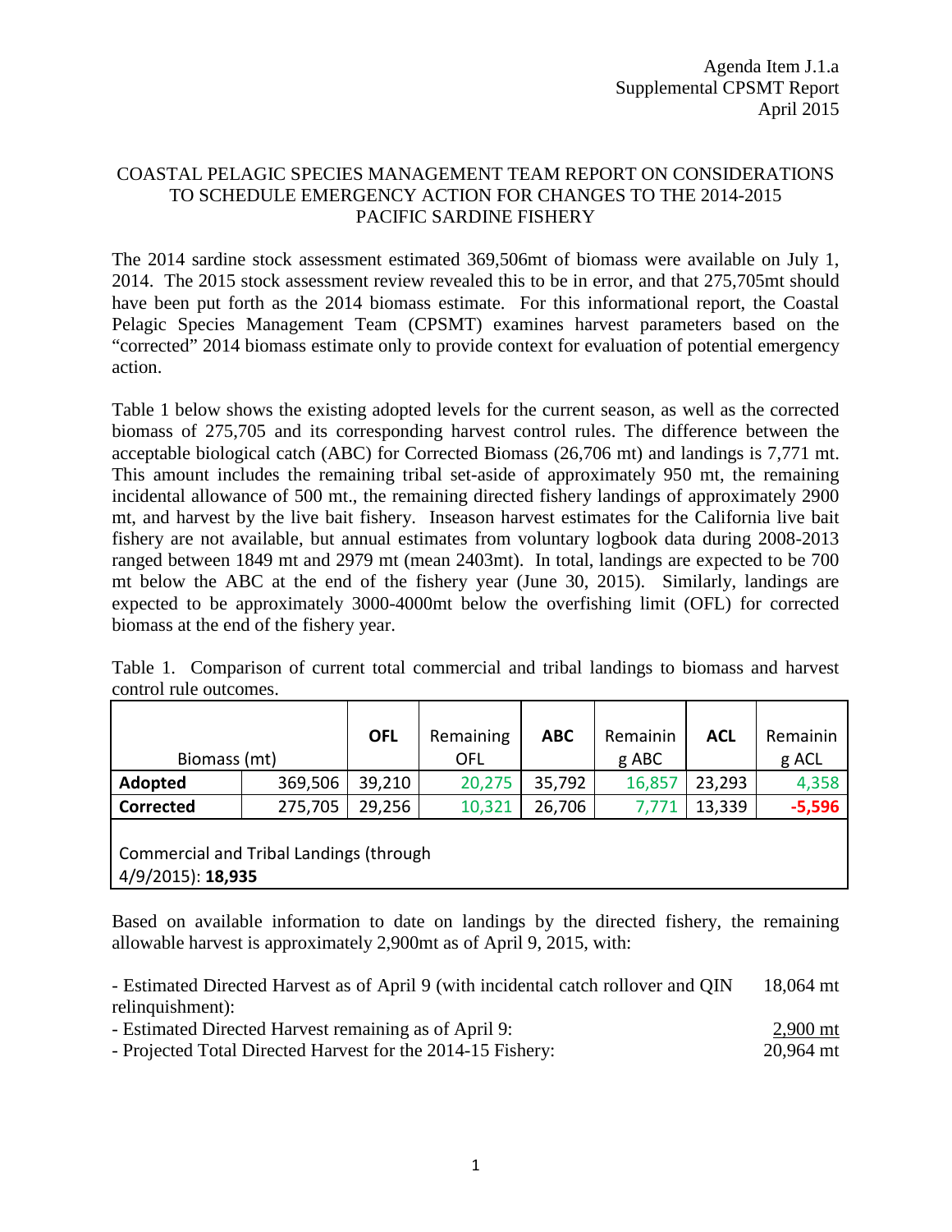Agenda Item J.1.a
Supplemental CPSMT Report
April 2015

# COASTAL PELAGIC SPECIES MANAGEMENT TEAM REPORT ON CONSIDERATIONS TO SCHEDULE EMERGENCY ACTION FOR CHANGES TO THE 2014-2015 PACIFIC SARDINE FISHERY

The 2014 sardine stock assessment estimated 369,506mt of biomass were available on July 1, 2014. The 2015 stock assessment review revealed this to be in error, and that 275,705mt should have been put forth as the 2014 biomass estimate. For this informational report, the Coastal Pelagic Species Management Team (CPSMT) examines harvest parameters based on the "corrected" 2014 biomass estimate only to provide context for evaluation of potential emergency action.

Table 1 below shows the existing adopted levels for the current season, as well as the corrected biomass of 275,705 and its corresponding harvest control rules. The difference between the acceptable biological catch (ABC) for Corrected Biomass (26,706 mt) and landings is 7,771 mt. This amount includes the remaining tribal set-aside of approximately 950 mt, the remaining incidental allowance of 500 mt., the remaining directed fishery landings of approximately 2900 mt, and harvest by the live bait fishery. Inseason harvest estimates for the California live bait fishery are not available, but annual estimates from voluntary logbook data during 2008-2013 ranged between 1849 mt and 2979 mt (mean 2403mt). In total, landings are expected to be 700 mt below the ABC at the end of the fishery year (June 30, 2015). Similarly, landings are expected to be approximately 3000-4000mt below the overfishing limit (OFL) for corrected biomass at the end of the fishery year.

Table 1. Comparison of current total commercial and tribal landings to biomass and harvest control rule outcomes.

| Biomass (mt) | | **OFL** | Remaining OFL | **ABC** | Remaining ABC | **ACL** | Remaining ACL |
|---|---|---|---|---|---|---|---|
| **Adopted** | 369,506 | 39,210 | 20,275 | 35,792 | 16,857 | 23,293 | 4,358 |
| **Corrected** | 275,705 | 29,256 | 10,321 | 26,706 | 7,771 | 13,339 | **-5,596** |
| Commercial and Tribal Landings (through 4/9/2015): **18,935** | | | | | | | |

Based on available information to date on landings by the directed fishery, the remaining allowable harvest is approximately 2,900mt as of April 9, 2015, with:

| | |
|---|---|
| - Estimated Directed Harvest as of April 9 (with incidental catch rollover and QIN relinquishment): | 18,064 mt |
| - Estimated Directed Harvest remaining as of April 9: | <u>2,900 mt</u> |
| - Projected Total Directed Harvest for the 2014-15 Fishery: | 20,964 mt |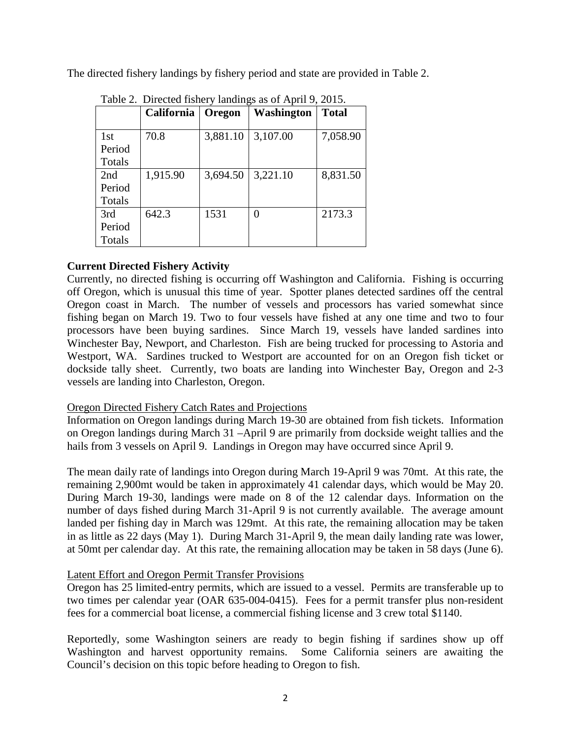The directed fishery landings by fishery period and state are provided in Table 2.

Table 2. Directed fishery landings as of April 9, 2015.

| | California | Oregon | Washington | Total |
|---|---|---|---|---|
| 1st Period Totals | 70.8 | 3,881.10 | 3,107.00 | 7,058.90 |
| 2nd Period Totals | 1,915.90 | 3,694.50 | 3,221.10 | 8,831.50 |
| 3rd Period Totals | 642.3 | 1531 | 0 | 2173.3 |

**Current Directed Fishery Activity**

Currently, no directed fishing is occurring off Washington and California. Fishing is occurring off Oregon, which is unusual this time of year. Spotter planes detected sardines off the central Oregon coast in March. The number of vessels and processors has varied somewhat since fishing began on March 19. Two to four vessels have fished at any one time and two to four processors have been buying sardines. Since March 19, vessels have landed sardines into Winchester Bay, Newport, and Charleston. Fish are being trucked for processing to Astoria and Westport, WA. Sardines trucked to Westport are accounted for on an Oregon fish ticket or dockside tally sheet. Currently, two boats are landing into Winchester Bay, Oregon and 2-3 vessels are landing into Charleston, Oregon.

<u>Oregon Directed Fishery Catch Rates and Projections</u>

Information on Oregon landings during March 19-30 are obtained from fish tickets. Information on Oregon landings during March 31 –April 9 are primarily from dockside weight tallies and the hails from 3 vessels on April 9. Landings in Oregon may have occurred since April 9.

The mean daily rate of landings into Oregon during March 19-April 9 was 70mt. At this rate, the remaining 2,900mt would be taken in approximately 41 calendar days, which would be May 20. During March 19-30, landings were made on 8 of the 12 calendar days. Information on the number of days fished during March 31-April 9 is not currently available. The average amount landed per fishing day in March was 129mt. At this rate, the remaining allocation may be taken in as little as 22 days (May 1). During March 31-April 9, the mean daily landing rate was lower, at 50mt per calendar day. At this rate, the remaining allocation may be taken in 58 days (June 6).

<u>Latent Effort and Oregon Permit Transfer Provisions</u>

Oregon has 25 limited-entry permits, which are issued to a vessel. Permits are transferable up to two times per calendar year (OAR 635-004-0415). Fees for a permit transfer plus non-resident fees for a commercial boat license, a commercial fishing license and 3 crew total $1140.

Reportedly, some Washington seiners are ready to begin fishing if sardines show up off Washington and harvest opportunity remains. Some California seiners are awaiting the Council's decision on this topic before heading to Oregon to fish.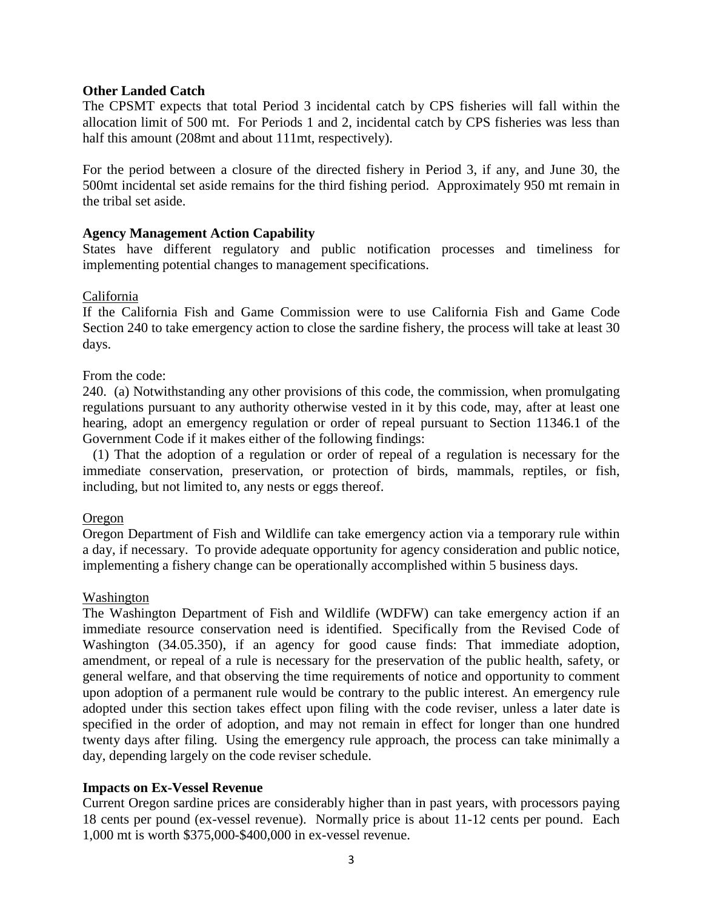**Other Landed Catch**

The CPSMT expects that total Period 3 incidental catch by CPS fisheries will fall within the allocation limit of 500 mt. For Periods 1 and 2, incidental catch by CPS fisheries was less than half this amount (208mt and about 111mt, respectively).

For the period between a closure of the directed fishery in Period 3, if any, and June 30, the 500mt incidental set aside remains for the third fishing period. Approximately 950 mt remain in the tribal set aside.

**Agency Management Action Capability**

States have different regulatory and public notification processes and timeliness for implementing potential changes to management specifications.

<u>California</u>

If the California Fish and Game Commission were to use California Fish and Game Code Section 240 to take emergency action to close the sardine fishery, the process will take at least 30 days.

From the code:

240. (a) Notwithstanding any other provisions of this code, the commission, when promulgating regulations pursuant to any authority otherwise vested in it by this code, may, after at least one hearing, adopt an emergency regulation or order of repeal pursuant to Section 11346.1 of the Government Code if it makes either of the following findings:

(1) That the adoption of a regulation or order of repeal of a regulation is necessary for the immediate conservation, preservation, or protection of birds, mammals, reptiles, or fish, including, but not limited to, any nests or eggs thereof.

<u>Oregon</u>

Oregon Department of Fish and Wildlife can take emergency action via a temporary rule within a day, if necessary. To provide adequate opportunity for agency consideration and public notice, implementing a fishery change can be operationally accomplished within 5 business days.

<u>Washington</u>

The Washington Department of Fish and Wildlife (WDFW) can take emergency action if an immediate resource conservation need is identified. Specifically from the Revised Code of Washington (34.05.350), if an agency for good cause finds: That immediate adoption, amendment, or repeal of a rule is necessary for the preservation of the public health, safety, or general welfare, and that observing the time requirements of notice and opportunity to comment upon adoption of a permanent rule would be contrary to the public interest. An emergency rule adopted under this section takes effect upon filing with the code reviser, unless a later date is specified in the order of adoption, and may not remain in effect for longer than one hundred twenty days after filing. Using the emergency rule approach, the process can take minimally a day, depending largely on the code reviser schedule.

**Impacts on Ex-Vessel Revenue**

Current Oregon sardine prices are considerably higher than in past years, with processors paying 18 cents per pound (ex-vessel revenue). Normally price is about 11-12 cents per pound. Each 1,000 mt is worth $375,000-$400,000 in ex-vessel revenue.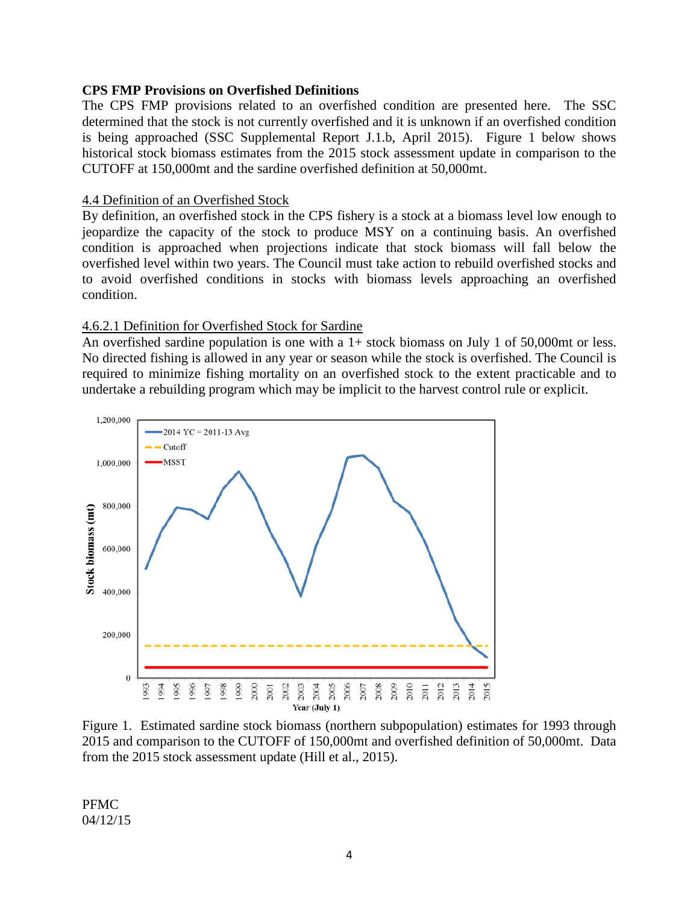**CPS FMP Provisions on Overfished Definitions**

The CPS FMP provisions related to an overfished condition are presented here. The SSC determined that the stock is not currently overfished and it is unknown if an overfished condition is being approached (SSC Supplemental Report J.1.b, April 2015). Figure 1 below shows historical stock biomass estimates from the 2015 stock assessment update in comparison to the CUTOFF at 150,000mt and the sardine overfished definition at 50,000mt.

4.4 Definition of an Overfished Stock

By definition, an overfished stock in the CPS fishery is a stock at a biomass level low enough to jeopardize the capacity of the stock to produce MSY on a continuing basis. An overfished condition is approached when projections indicate that stock biomass will fall below the overfished level within two years. The Council must take action to rebuild overfished stocks and to avoid overfished conditions in stocks with biomass levels approaching an overfished condition.

4.6.2.1 Definition for Overfished Stock for Sardine

An overfished sardine population is one with a 1+ stock biomass on July 1 of 50,000mt or less. No directed fishing is allowed in any year or season while the stock is overfished. The Council is required to minimize fishing mortality on an overfished stock to the extent practicable and to undertake a rebuilding program which may be implicit to the harvest control rule or explicit.

2014 YC = 2011-13 Avg
Cutoff
MSST

Stock biomass (mt)
1,200,000
1,000,000
800,000
600,000
400,000
200,000
0

1993 1994 1995 1996 1997 1998 1999 2000 2001 2002 2003 2004 2005 2006 2007 2008 2009 2010 2011 2012 2013 2014 2015

Year (July 1)

Figure 1. Estimated sardine stock biomass (northern subpopulation) estimates for 1993 through 2015 and comparison to the CUTOFF of 150,000mt and overfished definition of 50,000mt. Data from the 2015 stock assessment update (Hill et al., 2015).

PFMC
04/12/15